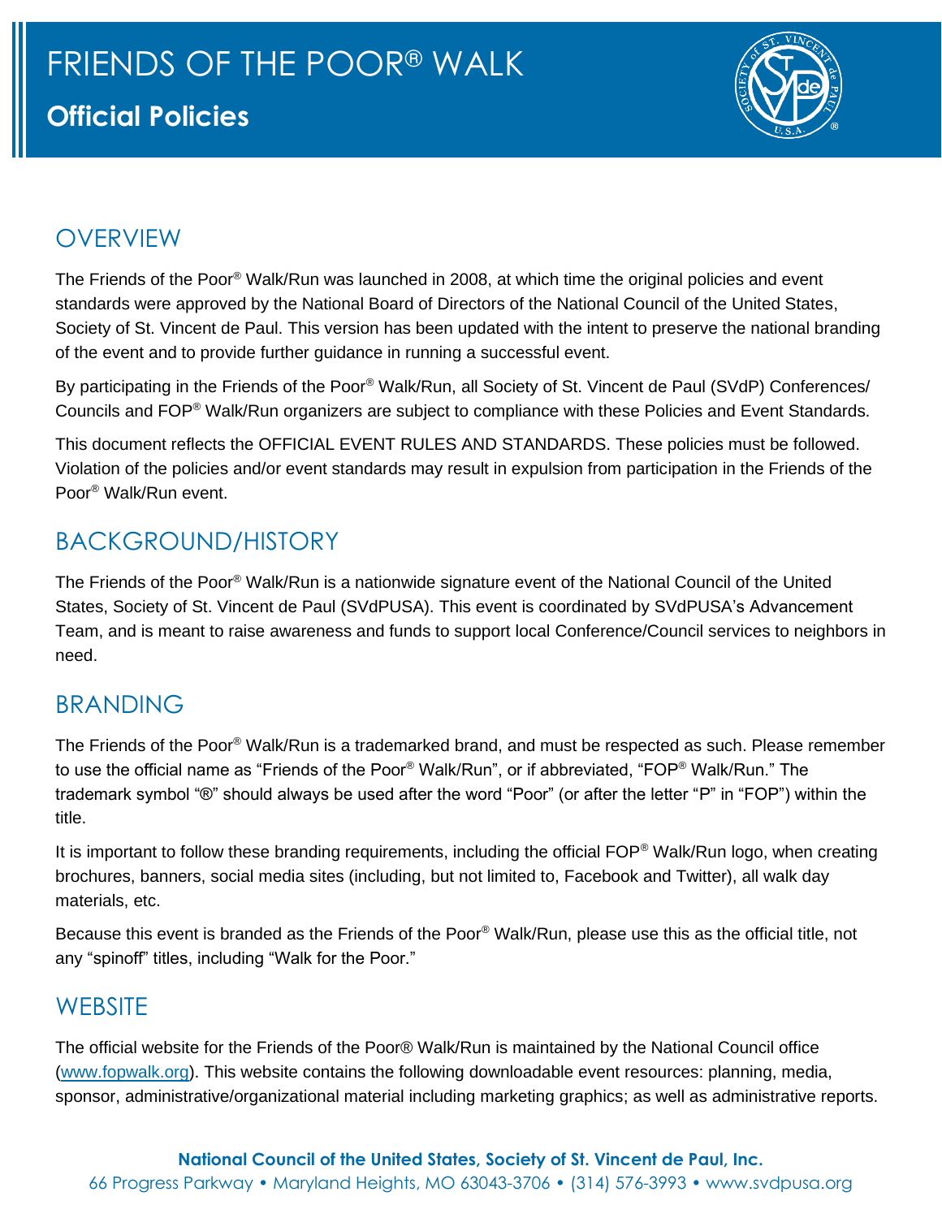# FRIENDS OF THE POOR® WALK

## Official Policies

## OVERVIEW

The Friends of the Poor® Walk/Run was launched in 2008, at which time the original policies and event standards were approved by the National Board of Directors of the National Council of the United States, Society of St. Vincent de Paul. This version has been updated with the intent to preserve the national branding of the event and to provide further guidance in running a successful event.

By participating in the Friends of the Poor® Walk/Run, all Society of St. Vincent de Paul (SVdP) Conferences/ Councils and FOP® Walk/Run organizers are subject to compliance with these Policies and Event Standards.

This document reflects the OFFICIAL EVENT RULES AND STANDARDS. These policies must be followed. Violation of the policies and/or event standards may result in expulsion from participation in the Friends of the Poor® Walk/Run event.

## BACKGROUND/HISTORY

The Friends of the Poor® Walk/Run is a nationwide signature event of the National Council of the United States, Society of St. Vincent de Paul (SVdPUSA). This event is coordinated by SVdPUSA's Advancement Team, and is meant to raise awareness and funds to support local Conference/Council services to neighbors in need.

## BRANDING

The Friends of the Poor® Walk/Run is a trademarked brand, and must be respected as such. Please remember to use the official name as "Friends of the Poor® Walk/Run", or if abbreviated, "FOP® Walk/Run." The trademark symbol "®" should always be used after the word "Poor" (or after the letter "P" in "FOP") within the title.

It is important to follow these branding requirements, including the official FOP® Walk/Run logo, when creating brochures, banners, social media sites (including, but not limited to, Facebook and Twitter), all walk day materials, etc.

Because this event is branded as the Friends of the Poor® Walk/Run, please use this as the official title, not any "spinoff" titles, including "Walk for the Poor."

## WEBSITE

The official website for the Friends of the Poor® Walk/Run is maintained by the National Council office (www.fopwalk.org). This website contains the following downloadable event resources: planning, media, sponsor, administrative/organizational material including marketing graphics; as well as administrative reports.

**National Council of the United States, Society of St. Vincent de Paul, Inc.**
66 Progress Parkway • Maryland Heights, MO 63043-3706 • (314) 576-3993 • www.svdpusa.org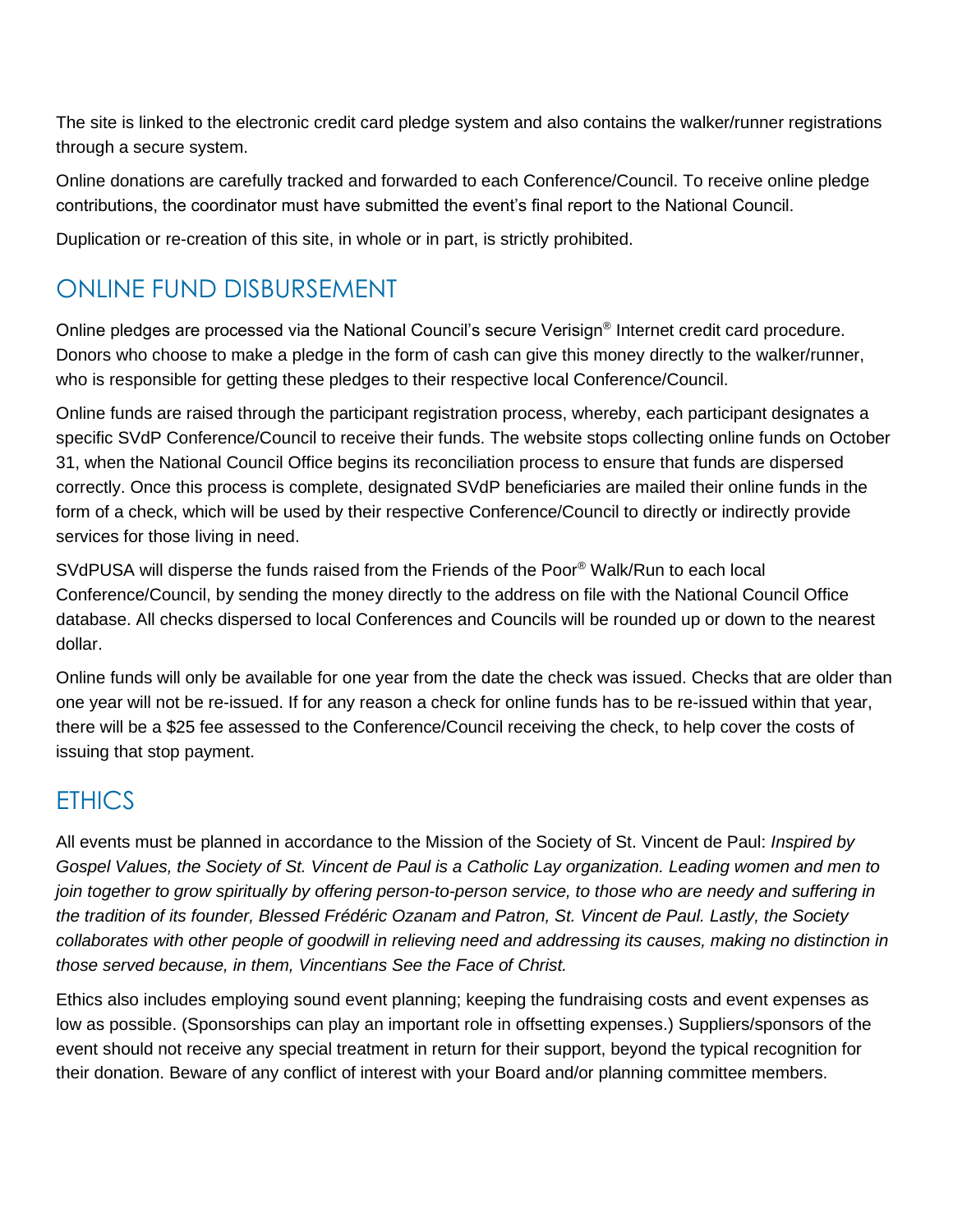The site is linked to the electronic credit card pledge system and also contains the walker/runner registrations through a secure system.

Online donations are carefully tracked and forwarded to each Conference/Council. To receive online pledge contributions, the coordinator must have submitted the event's final report to the National Council.

Duplication or re-creation of this site, in whole or in part, is strictly prohibited.

## ONLINE FUND DISBURSEMENT

Online pledges are processed via the National Council's secure Verisign® Internet credit card procedure. Donors who choose to make a pledge in the form of cash can give this money directly to the walker/runner, who is responsible for getting these pledges to their respective local Conference/Council.

Online funds are raised through the participant registration process, whereby, each participant designates a specific SVdP Conference/Council to receive their funds. The website stops collecting online funds on October 31, when the National Council Office begins its reconciliation process to ensure that funds are dispersed correctly. Once this process is complete, designated SVdP beneficiaries are mailed their online funds in the form of a check, which will be used by their respective Conference/Council to directly or indirectly provide services for those living in need.

SVdPUSA will disperse the funds raised from the Friends of the Poor® Walk/Run to each local Conference/Council, by sending the money directly to the address on file with the National Council Office database. All checks dispersed to local Conferences and Councils will be rounded up or down to the nearest dollar.

Online funds will only be available for one year from the date the check was issued. Checks that are older than one year will not be re-issued. If for any reason a check for online funds has to be re-issued within that year, there will be a $25 fee assessed to the Conference/Council receiving the check, to help cover the costs of issuing that stop payment.

## ETHICS

All events must be planned in accordance to the Mission of the Society of St. Vincent de Paul: *Inspired by Gospel Values, the Society of St. Vincent de Paul is a Catholic Lay organization. Leading women and men to join together to grow spiritually by offering person-to-person service, to those who are needy and suffering in the tradition of its founder, Blessed Frédéric Ozanam and Patron, St. Vincent de Paul. Lastly, the Society collaborates with other people of goodwill in relieving need and addressing its causes, making no distinction in those served because, in them, Vincentians See the Face of Christ.*

Ethics also includes employing sound event planning; keeping the fundraising costs and event expenses as low as possible. (Sponsorships can play an important role in offsetting expenses.) Suppliers/sponsors of the event should not receive any special treatment in return for their support, beyond the typical recognition for their donation. Beware of any conflict of interest with your Board and/or planning committee members.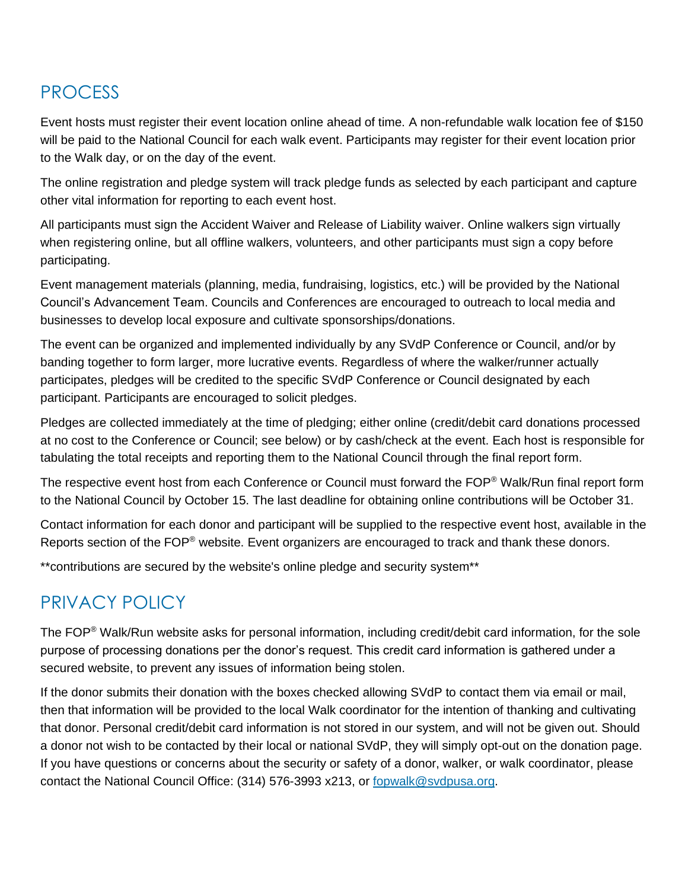## PROCESS

Event hosts must register their event location online ahead of time. A non-refundable walk location fee of $150 will be paid to the National Council for each walk event. Participants may register for their event location prior to the Walk day, or on the day of the event.

The online registration and pledge system will track pledge funds as selected by each participant and capture other vital information for reporting to each event host.

All participants must sign the Accident Waiver and Release of Liability waiver. Online walkers sign virtually when registering online, but all offline walkers, volunteers, and other participants must sign a copy before participating.

Event management materials (planning, media, fundraising, logistics, etc.) will be provided by the National Council's Advancement Team. Councils and Conferences are encouraged to outreach to local media and businesses to develop local exposure and cultivate sponsorships/donations.

The event can be organized and implemented individually by any SVdP Conference or Council, and/or by banding together to form larger, more lucrative events. Regardless of where the walker/runner actually participates, pledges will be credited to the specific SVdP Conference or Council designated by each participant. Participants are encouraged to solicit pledges.

Pledges are collected immediately at the time of pledging; either online (credit/debit card donations processed at no cost to the Conference or Council; see below) or by cash/check at the event. Each host is responsible for tabulating the total receipts and reporting them to the National Council through the final report form.

The respective event host from each Conference or Council must forward the FOP® Walk/Run final report form to the National Council by October 15. The last deadline for obtaining online contributions will be October 31.

Contact information for each donor and participant will be supplied to the respective event host, available in the Reports section of the FOP® website. Event organizers are encouraged to track and thank these donors.

**contributions are secured by the website's online pledge and security system**

## PRIVACY POLICY

The FOP® Walk/Run website asks for personal information, including credit/debit card information, for the sole purpose of processing donations per the donor's request. This credit card information is gathered under a secured website, to prevent any issues of information being stolen.

If the donor submits their donation with the boxes checked allowing SVdP to contact them via email or mail, then that information will be provided to the local Walk coordinator for the intention of thanking and cultivating that donor. Personal credit/debit card information is not stored in our system, and will not be given out. Should a donor not wish to be contacted by their local or national SVdP, they will simply opt-out on the donation page. If you have questions or concerns about the security or safety of a donor, walker, or walk coordinator, please contact the National Council Office: (314) 576-3993 x213, or fopwalk@svdpusa.org.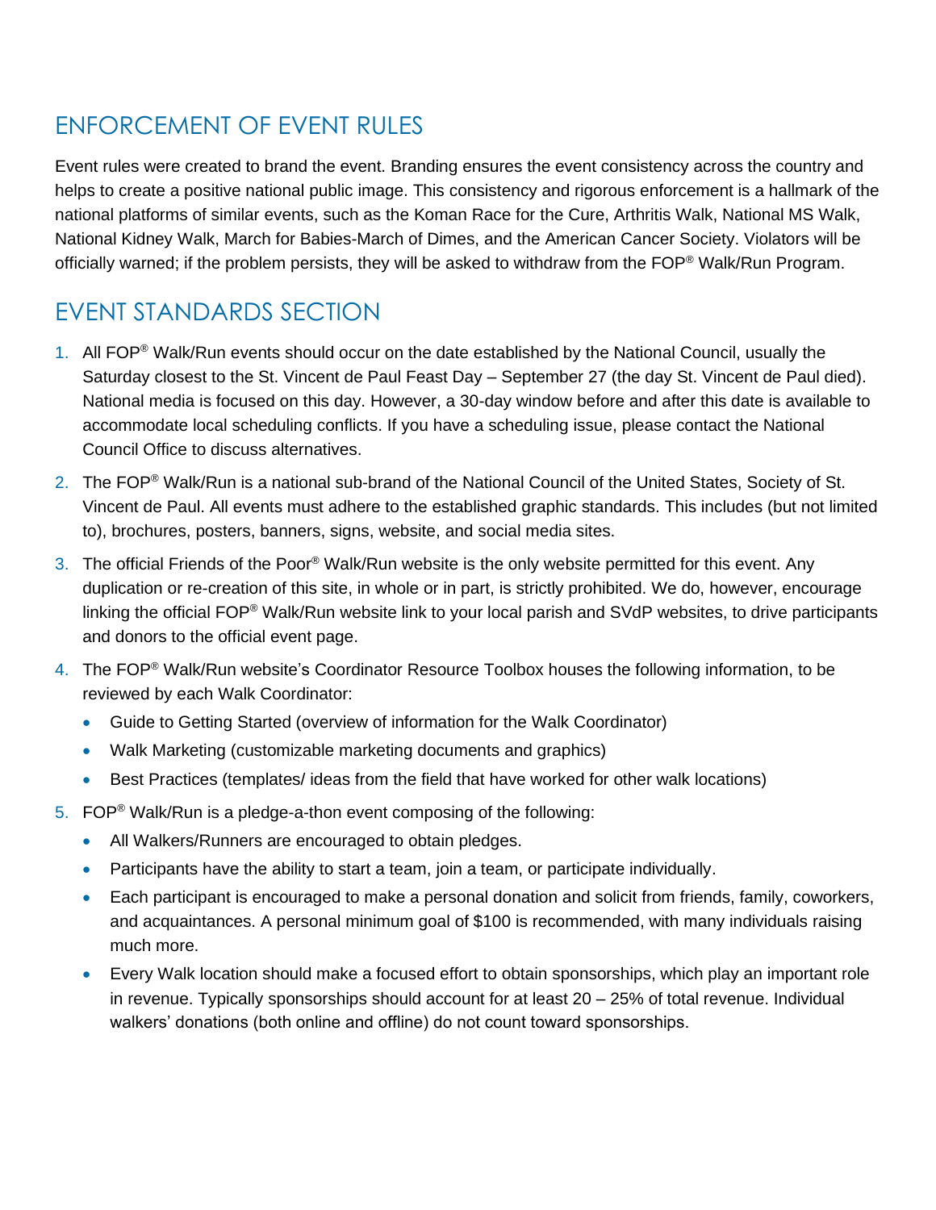## ENFORCEMENT OF EVENT RULES

Event rules were created to brand the event. Branding ensures the event consistency across the country and helps to create a positive national public image. This consistency and rigorous enforcement is a hallmark of the national platforms of similar events, such as the Koman Race for the Cure, Arthritis Walk, National MS Walk, National Kidney Walk, March for Babies-March of Dimes, and the American Cancer Society. Violators will be officially warned; if the problem persists, they will be asked to withdraw from the FOP® Walk/Run Program.

## EVENT STANDARDS SECTION

1. All FOP® Walk/Run events should occur on the date established by the National Council, usually the Saturday closest to the St. Vincent de Paul Feast Day – September 27 (the day St. Vincent de Paul died). National media is focused on this day. However, a 30-day window before and after this date is available to accommodate local scheduling conflicts. If you have a scheduling issue, please contact the National Council Office to discuss alternatives.
2. The FOP® Walk/Run is a national sub-brand of the National Council of the United States, Society of St. Vincent de Paul. All events must adhere to the established graphic standards. This includes (but not limited to), brochures, posters, banners, signs, website, and social media sites.
3. The official Friends of the Poor® Walk/Run website is the only website permitted for this event. Any duplication or re-creation of this site, in whole or in part, is strictly prohibited. We do, however, encourage linking the official FOP® Walk/Run website link to your local parish and SVdP websites, to drive participants and donors to the official event page.
4. The FOP® Walk/Run website's Coordinator Resource Toolbox houses the following information, to be reviewed by each Walk Coordinator:
   - Guide to Getting Started (overview of information for the Walk Coordinator)
   - Walk Marketing (customizable marketing documents and graphics)
   - Best Practices (templates/ ideas from the field that have worked for other walk locations)
5. FOP® Walk/Run is a pledge-a-thon event composing of the following:
   - All Walkers/Runners are encouraged to obtain pledges.
   - Participants have the ability to start a team, join a team, or participate individually.
   - Each participant is encouraged to make a personal donation and solicit from friends, family, coworkers, and acquaintances. A personal minimum goal of $100 is recommended, with many individuals raising much more.
   - Every Walk location should make a focused effort to obtain sponsorships, which play an important role in revenue. Typically sponsorships should account for at least 20 – 25% of total revenue. Individual walkers' donations (both online and offline) do not count toward sponsorships.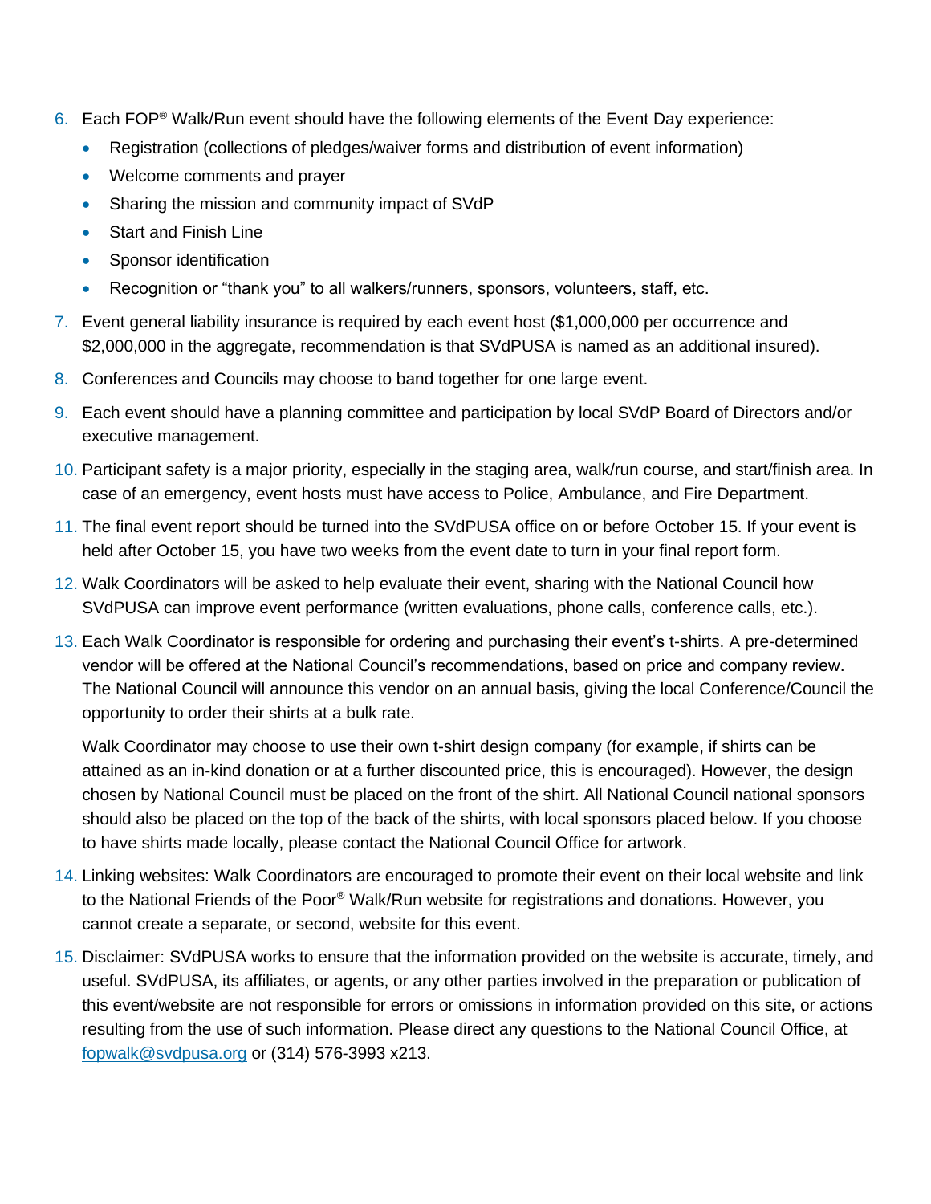6. Each FOP® Walk/Run event should have the following elements of the Event Day experience:
    - Registration (collections of pledges/waiver forms and distribution of event information)
    - Welcome comments and prayer
    - Sharing the mission and community impact of SVdP
    - Start and Finish Line
    - Sponsor identification
    - Recognition or "thank you" to all walkers/runners, sponsors, volunteers, staff, etc.
7. Event general liability insurance is required by each event host ($1,000,000 per occurrence and $2,000,000 in the aggregate, recommendation is that SVdPUSA is named as an additional insured).
8. Conferences and Councils may choose to band together for one large event.
9. Each event should have a planning committee and participation by local SVdP Board of Directors and/or executive management.
10. Participant safety is a major priority, especially in the staging area, walk/run course, and start/finish area. In case of an emergency, event hosts must have access to Police, Ambulance, and Fire Department.
11. The final event report should be turned into the SVdPUSA office on or before October 15. If your event is held after October 15, you have two weeks from the event date to turn in your final report form.
12. Walk Coordinators will be asked to help evaluate their event, sharing with the National Council how SVdPUSA can improve event performance (written evaluations, phone calls, conference calls, etc.).
13. Each Walk Coordinator is responsible for ordering and purchasing their event's t-shirts. A pre-determined vendor will be offered at the National Council's recommendations, based on price and company review. The National Council will announce this vendor on an annual basis, giving the local Conference/Council the opportunity to order their shirts at a bulk rate.

    Walk Coordinator may choose to use their own t-shirt design company (for example, if shirts can be attained as an in-kind donation or at a further discounted price, this is encouraged). However, the design chosen by National Council must be placed on the front of the shirt. All National Council national sponsors should also be placed on the top of the back of the shirts, with local sponsors placed below. If you choose to have shirts made locally, please contact the National Council Office for artwork.
14. Linking websites: Walk Coordinators are encouraged to promote their event on their local website and link to the National Friends of the Poor® Walk/Run website for registrations and donations. However, you cannot create a separate, or second, website for this event.
15. Disclaimer: SVdPUSA works to ensure that the information provided on the website is accurate, timely, and useful. SVdPUSA, its affiliates, or agents, or any other parties involved in the preparation or publication of this event/website are not responsible for errors or omissions in information provided on this site, or actions resulting from the use of such information. Please direct any questions to the National Council Office, at fopwalk@svdpusa.org or (314) 576-3993 x213.